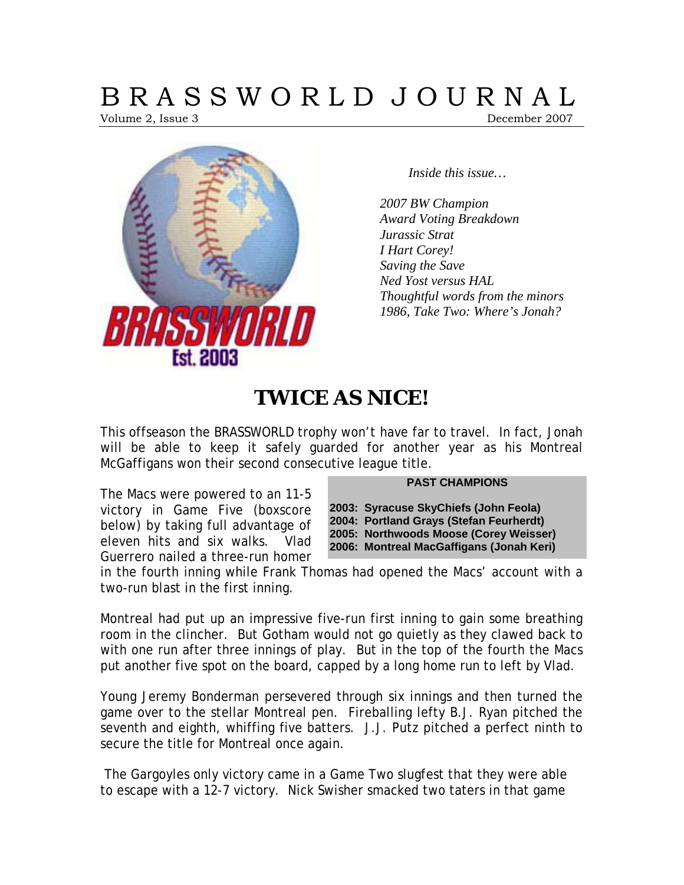# BRASSWORLD JOURNAL

Volume 2, Issue 3 December 2007

*Inside this issue…*

*2007 BW Champion*
*Award Voting Breakdown*
*Jurassic Strat*
*I Hart Corey!*
*Saving the Save*
*Ned Yost versus HAL*
*Thoughtful words from the minors*
*1986, Take Two: Where's Jonah?*

## TWICE AS NICE!

This offseason the BRASSWORLD trophy won't have far to travel. In fact, Jonah will be able to keep it safely guarded for another year as his Montreal McGaffigans won their second consecutive league title.

| PAST CHAMPIONS |
|---|
| **2003: Syracuse SkyChiefs (John Feola)** |
| **2004: Portland Grays (Stefan Feurherdt)** |
| **2005: Northwoods Moose (Corey Weisser)** |
| **2006: Montreal MacGaffigans (Jonah Keri)** |

The Macs were powered to an 11-5 victory in Game Five (boxscore below) by taking full advantage of eleven hits and six walks. Vlad Guerrero nailed a three-run homer in the fourth inning while Frank Thomas had opened the Macs' account with a two-run blast in the first inning.

Montreal had put up an impressive five-run first inning to gain some breathing room in the clincher. But Gotham would not go quietly as they clawed back to with one run after three innings of play. But in the top of the fourth the Macs put another five spot on the board, capped by a long home run to left by Vlad.

Young Jeremy Bonderman persevered through six innings and then turned the game over to the stellar Montreal pen. Fireballing lefty B.J. Ryan pitched the seventh and eighth, whiffing five batters. J.J. Putz pitched a perfect ninth to secure the title for Montreal once again.

The Gargoyles only victory came in a Game Two slugfest that they were able to escape with a 12-7 victory. Nick Swisher smacked two taters in that game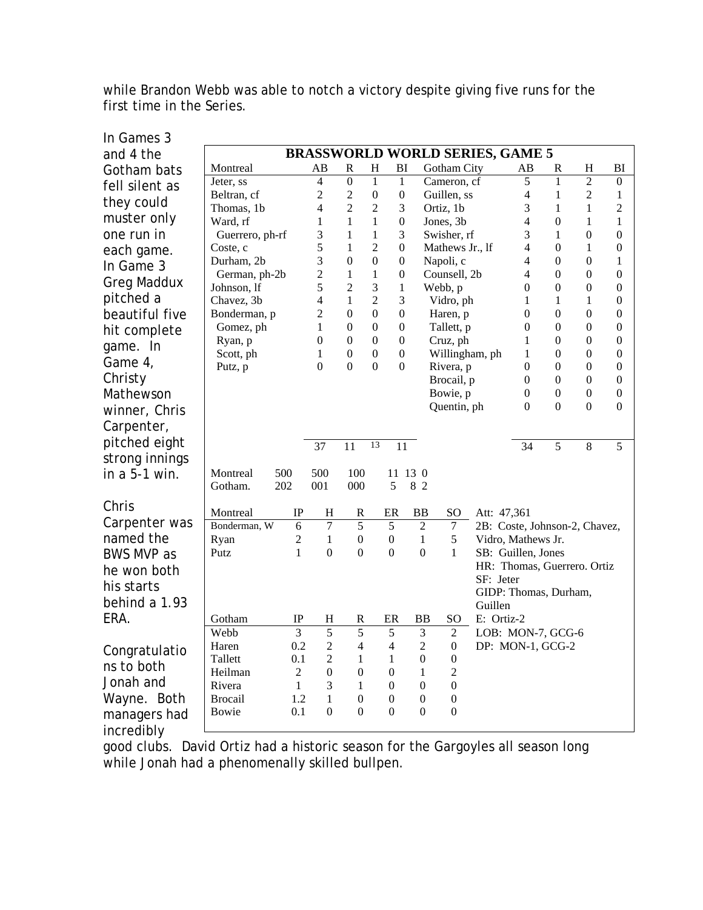while Brandon Webb was able to notch a victory despite giving five runs for the first time in the Series.

In Games 3 and 4 the Gotham bats fell silent as they could muster only one run in each game. In Game 3 Greg Maddux pitched a beautiful five hit complete game. In Game 4, Christy Mathewson winner, Chris Carpenter, pitched eight strong innings in a 5-1 win.

Chris Carpenter was named the BWS MVP as he won both his starts behind a 1.93 ERA.

Congratulations to both Jonah and Wayne. Both managers had incredibly good clubs. David Ortiz had a historic season for the Gargoyles all season long while Jonah had a phenomenally skilled bullpen.

**BRASSWORLD WORLD SERIES, GAME 5**

| Montreal | AB | R | H | BI | Gotham City | AB | R | H | BI |
|---|---|---|---|---|---|---|---|---|---|
| Jeter, ss | 4 | 0 | 1 | 1 | Cameron, cf | 5 | 1 | 2 | 0 |
| Beltran, cf | 2 | 2 | 0 | 0 | Guillen, ss | 4 | 1 | 2 | 1 |
| Thomas, 1b | 4 | 2 | 2 | 3 | Ortiz, 1b | 3 | 1 | 1 | 2 |
| Ward, rf | 1 | 1 | 1 | 0 | Jones, 3b | 4 | 0 | 1 | 1 |
| Guerrero, ph-rf | 3 | 1 | 1 | 3 | Swisher, rf | 3 | 1 | 0 | 0 |
| Coste, c | 5 | 1 | 2 | 0 | Mathews Jr., lf | 4 | 0 | 1 | 0 |
| Durham, 2b | 3 | 0 | 0 | 0 | Napoli, c | 4 | 0 | 0 | 1 |
| German, ph-2b | 2 | 1 | 1 | 0 | Counsell, 2b | 4 | 0 | 0 | 0 |
| Johnson, lf | 5 | 2 | 3 | 1 | Webb, p | 0 | 0 | 0 | 0 |
| Chavez, 3b | 4 | 1 | 2 | 3 | Vidro, ph | 1 | 1 | 1 | 0 |
| Bonderman, p | 2 | 0 | 0 | 0 | Haren, p | 0 | 0 | 0 | 0 |
| Gomez, ph | 1 | 0 | 0 | 0 | Tallett, p | 0 | 0 | 0 | 0 |
| Ryan, p | 0 | 0 | 0 | 0 | Cruz, ph | 1 | 0 | 0 | 0 |
| Scott, ph | 1 | 0 | 0 | 0 | Willingham, ph | 1 | 0 | 0 | 0 |
| Putz, p | 0 | 0 | 0 | 0 | Rivera, p | 0 | 0 | 0 | 0 |
| | | | | | Brocail, p | 0 | 0 | 0 | 0 |
| | | | | | Bowie, p | 0 | 0 | 0 | 0 |
| | | | | | Quentin, ph | 0 | 0 | 0 | 0 |
| | 37 | 11 | 13 | 11 | | 34 | 5 | 8 | 5 |

| | | | | R | H | E |
|---|---|---|---|---|---|---|
| Montreal | 500 | 500 | 100 | 11 | 13 | 0 |
| Gotham. | 202 | 001 | 000 | 5 | 8 | 2 |

| Montreal | IP | H | R | ER | BB | SO |
|---|---|---|---|---|---|---|
| Bonderman, W | 6 | 7 | 5 | 5 | 2 | 7 |
| Ryan | 2 | 1 | 0 | 0 | 1 | 5 |
| Putz | 1 | 0 | 0 | 0 | 0 | 1 |

| Gotham | IP | H | R | ER | BB | SO |
|---|---|---|---|---|---|---|
| Webb | 3 | 5 | 5 | 5 | 3 | 2 |
| Haren | 0.2 | 2 | 4 | 4 | 2 | 0 |
| Tallett | 0.1 | 2 | 1 | 1 | 0 | 0 |
| Heilman | 2 | 0 | 0 | 0 | 1 | 2 |
| Rivera | 1 | 3 | 1 | 0 | 0 | 0 |
| Brocail | 1.2 | 1 | 0 | 0 | 0 | 0 |
| Bowie | 0.1 | 0 | 0 | 0 | 0 | 0 |

Att: 47,361
2B: Coste, Johnson-2, Chavez, Vidro, Mathews Jr.
SB: Guillen, Jones
HR: Thomas, Guerrero. Ortiz
SF: Jeter
GIDP: Thomas, Durham, Guillen
E: Ortiz-2
LOB: MON-7, GCG-6
DP: MON-1, GCG-2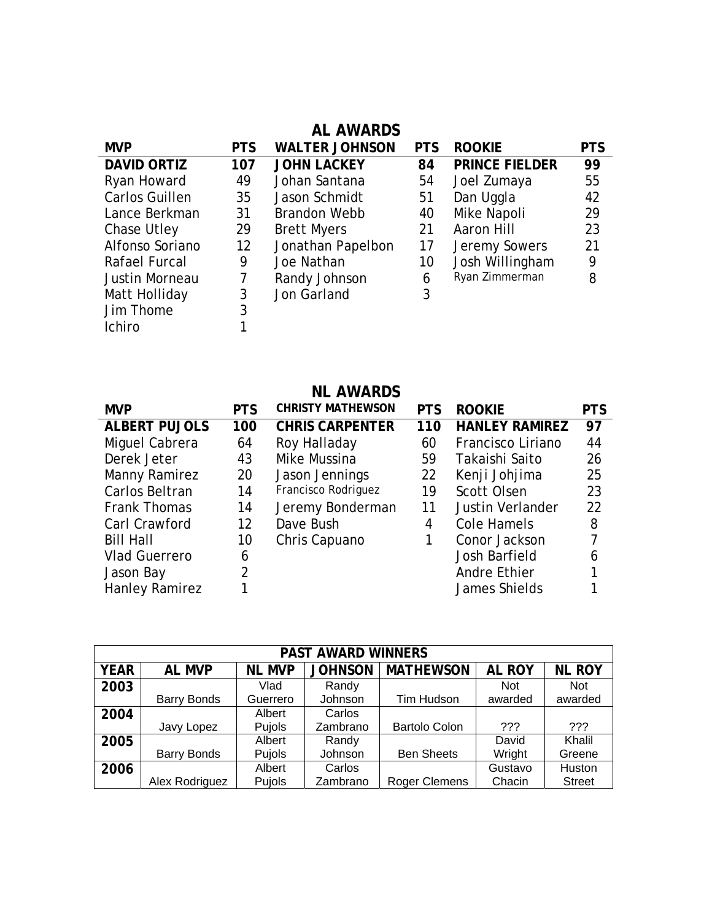## AL AWARDS

| MVP | PTS | WALTER JOHNSON | PTS | ROOKIE | PTS |
|---|---|---|---|---|---|
| **DAVID ORTIZ** | **107** | **JOHN LACKEY** | **84** | **PRINCE FIELDER** | **99** |
| Ryan Howard | 49 | Johan Santana | 54 | Joel Zumaya | 55 |
| Carlos Guillen | 35 | Jason Schmidt | 51 | Dan Uggla | 42 |
| Lance Berkman | 31 | Brandon Webb | 40 | Mike Napoli | 29 |
| Chase Utley | 29 | Brett Myers | 21 | Aaron Hill | 23 |
| Alfonso Soriano | 12 | Jonathan Papelbon | 17 | Jeremy Sowers | 21 |
| Rafael Furcal | 9 | Joe Nathan | 10 | Josh Willingham | 9 |
| Justin Morneau | 7 | Randy Johnson | 6 | Ryan Zimmerman | 8 |
| Matt Holliday | 3 | Jon Garland | 3 | | |
| Jim Thome | 3 | | | | |
| Ichiro | 1 | | | | |

## NL AWARDS

| MVP | PTS | CHRISTY MATHEWSON | PTS | ROOKIE | PTS |
|---|---|---|---|---|---|
| **ALBERT PUJOLS** | **100** | **CHRIS CARPENTER** | **110** | **HANLEY RAMIREZ** | **97** |
| Miguel Cabrera | 64 | Roy Halladay | 60 | Francisco Liriano | 44 |
| Derek Jeter | 43 | Mike Mussina | 59 | Takaishi Saito | 26 |
| Manny Ramirez | 20 | Jason Jennings | 22 | Kenji Johjima | 25 |
| Carlos Beltran | 14 | Francisco Rodriguez | 19 | Scott Olsen | 23 |
| Frank Thomas | 14 | Jeremy Bonderman | 11 | Justin Verlander | 22 |
| Carl Crawford | 12 | Dave Bush | 4 | Cole Hamels | 8 |
| Bill Hall | 10 | Chris Capuano | 1 | Conor Jackson | 7 |
| Vlad Guerrero | 6 | | | Josh Barfield | 6 |
| Jason Bay | 2 | | | Andre Ethier | 1 |
| Hanley Ramirez | 1 | | | James Shields | 1 |

| PAST AWARD WINNERS | | | | | | |
|---|---|---|---|---|---|---|
| **YEAR** | **AL MVP** | **NL MVP** | **JOHNSON** | **MATHEWSON** | **AL ROY** | **NL ROY** |
| **2003** | Barry Bonds | Vlad Guerrero | Randy Johnson | Tim Hudson | Not awarded | Not awarded |
| **2004** | Javy Lopez | Albert Pujols | Carlos Zambrano | Bartolo Colon | ??? | ??? |
| **2005** | Barry Bonds | Albert Pujols | Randy Johnson | Ben Sheets | David Wright | Khalil Greene |
| **2006** | Alex Rodriguez | Albert Pujols | Carlos Zambrano | Roger Clemens | Gustavo Chacin | Huston Street |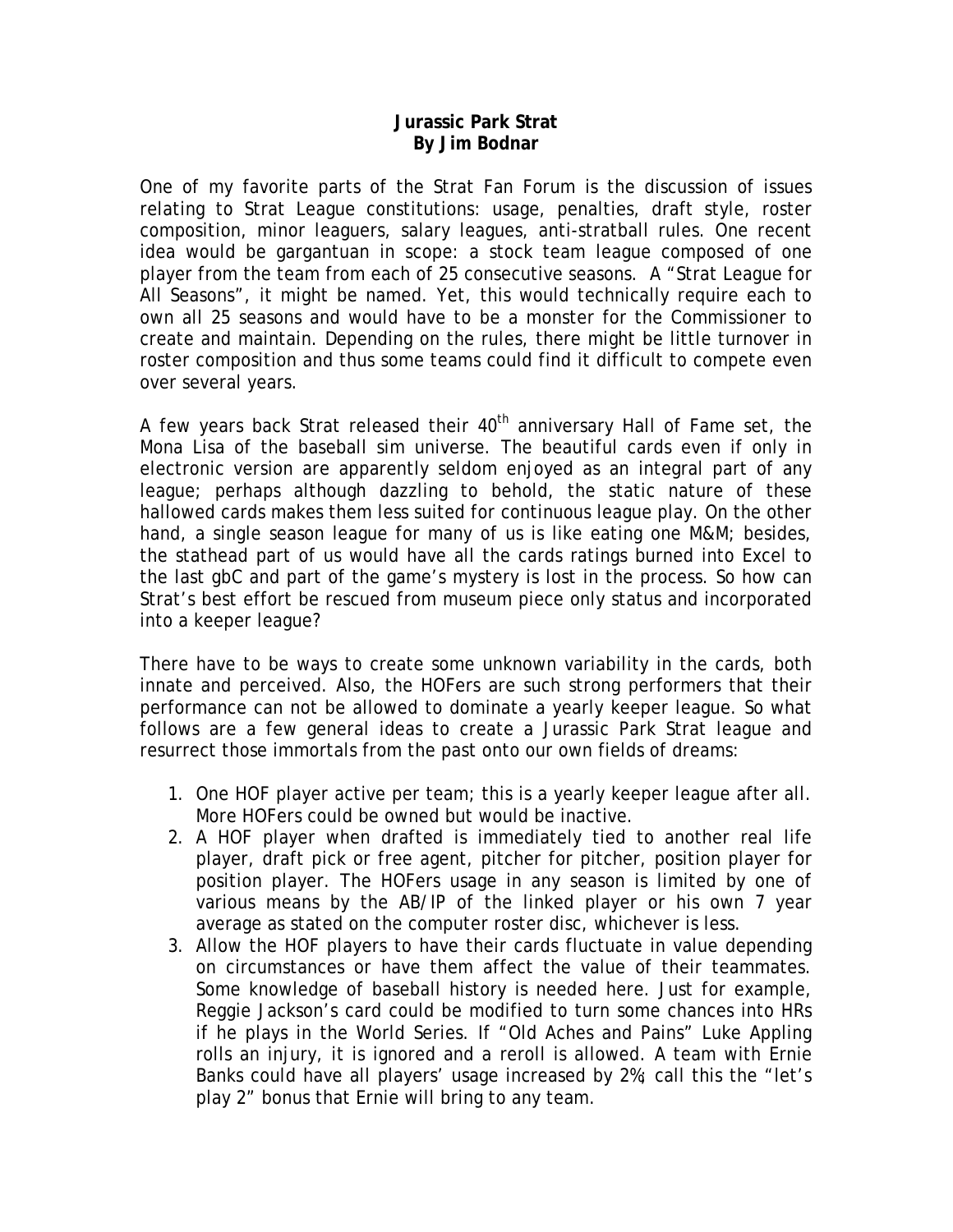**Jurassic Park Strat**
**By Jim Bodnar**

One of my favorite parts of the Strat Fan Forum is the discussion of issues relating to Strat League constitutions: usage, penalties, draft style, roster composition, minor leaguers, salary leagues, anti-stratball rules. One recent idea would be gargantuan in scope: a stock team league composed of one player from the team from each of 25 consecutive seasons. A "Strat League for All Seasons", it might be named. Yet, this would technically require each to own all 25 seasons and would have to be a monster for the Commissioner to create and maintain. Depending on the rules, there might be little turnover in roster composition and thus some teams could find it difficult to compete even over several years.

A few years back Strat released their 40th anniversary Hall of Fame set, the Mona Lisa of the baseball sim universe. The beautiful cards even if only in electronic version are apparently seldom enjoyed as an integral part of any league; perhaps although dazzling to behold, the static nature of these hallowed cards makes them less suited for continuous league play. On the other hand, a single season league for many of us is like eating one M&M; besides, the stathead part of us would have all the cards ratings burned into Excel to the last gbC and part of the game's mystery is lost in the process. So how can Strat's best effort be rescued from museum piece only status and incorporated into a keeper league?

There have to be ways to create some unknown variability in the cards, both innate and perceived. Also, the HOFers are such strong performers that their performance can not be allowed to dominate a yearly keeper league. So what follows are a few general ideas to create a Jurassic Park Strat league and resurrect those immortals from the past onto our own fields of dreams:

1. One HOF player active per team; this is a yearly keeper league after all. More HOFers could be owned but would be inactive.
2. A HOF player when drafted is immediately tied to another real life player, draft pick or free agent, pitcher for pitcher, position player for position player. The HOFers usage in any season is limited by one of various means by the AB/IP of the linked player or his own 7 year average as stated on the computer roster disc, whichever is less.
3. Allow the HOF players to have their cards fluctuate in value depending on circumstances or have them affect the value of their teammates. Some knowledge of baseball history is needed here. Just for example, Reggie Jackson's card could be modified to turn some chances into HRs if he plays in the World Series. If "Old Aches and Pains" Luke Appling rolls an injury, it is ignored and a reroll is allowed. A team with Ernie Banks could have all players' usage increased by 2%; call this the "let's play 2" bonus that Ernie will bring to any team.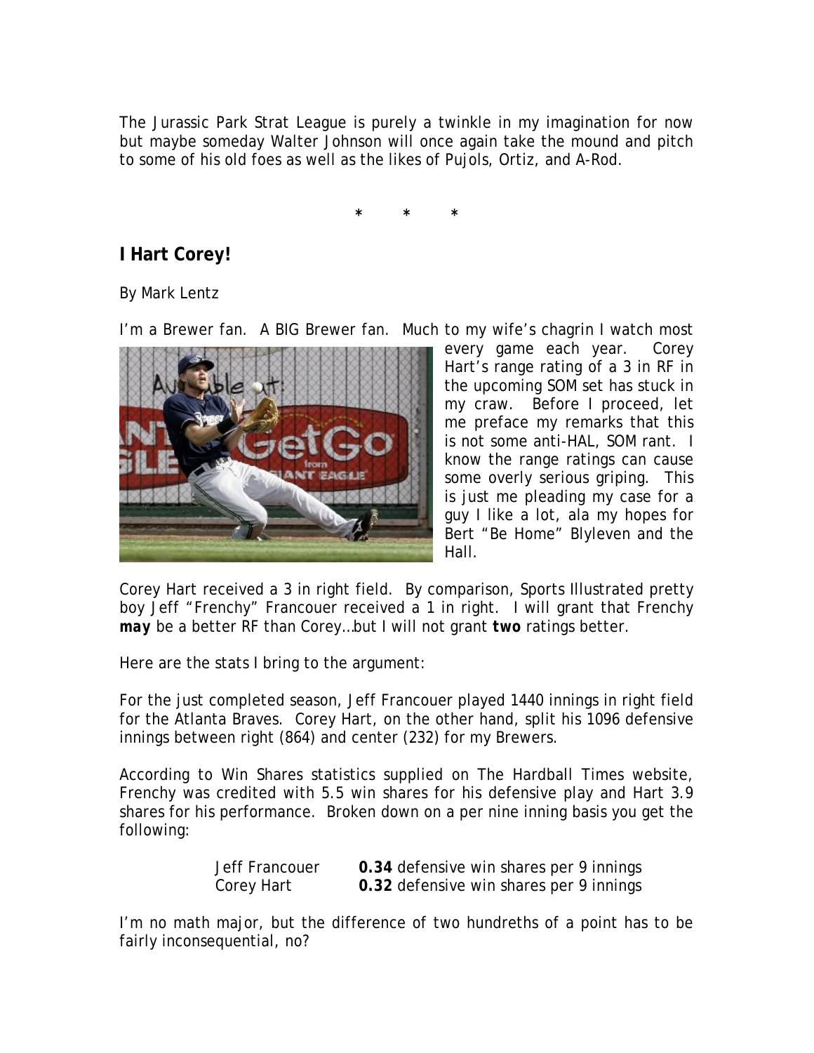The Jurassic Park Strat League is purely a twinkle in my imagination for now but maybe someday Walter Johnson will once again take the mound and pitch to some of his old foes as well as the likes of Pujols, Ortiz, and A-Rod.

\*   \*   \*

## I Hart Corey!

By Mark Lentz

I'm a Brewer fan. A BIG Brewer fan. Much to my wife's chagrin I watch most every game each year. Corey Hart's range rating of a 3 in RF in the upcoming SOM set has stuck in my craw. Before I proceed, let me preface my remarks that this is not some anti-HAL, SOM rant. I know the range ratings can cause some overly serious griping. This is just me pleading my case for a guy I like a lot, ala my hopes for Bert "Be Home" Blyleven and the Hall.

Corey Hart received a 3 in right field. By comparison, Sports Illustrated pretty boy Jeff "Frenchy" Francouer received a 1 in right. I will grant that Frenchy ***may*** be a better RF than Corey…but I will not grant **two** ratings better.

Here are the stats I bring to the argument:

For the just completed season, Jeff Francouer played 1440 innings in right field for the Atlanta Braves. Corey Hart, on the other hand, split his 1096 defensive innings between right (864) and center (232) for my Brewers.

According to Win Shares statistics supplied on The Hardball Times website, Frenchy was credited with 5.5 win shares for his defensive play and Hart 3.9 shares for his performance. Broken down on a per nine inning basis you get the following:

| | |
|---|---|
| Jeff Francouer | **0.34** defensive win shares per 9 innings |
| Corey Hart | **0.32** defensive win shares per 9 innings |

I'm no math major, but the difference of two hundreths of a point has to be fairly inconsequential, no?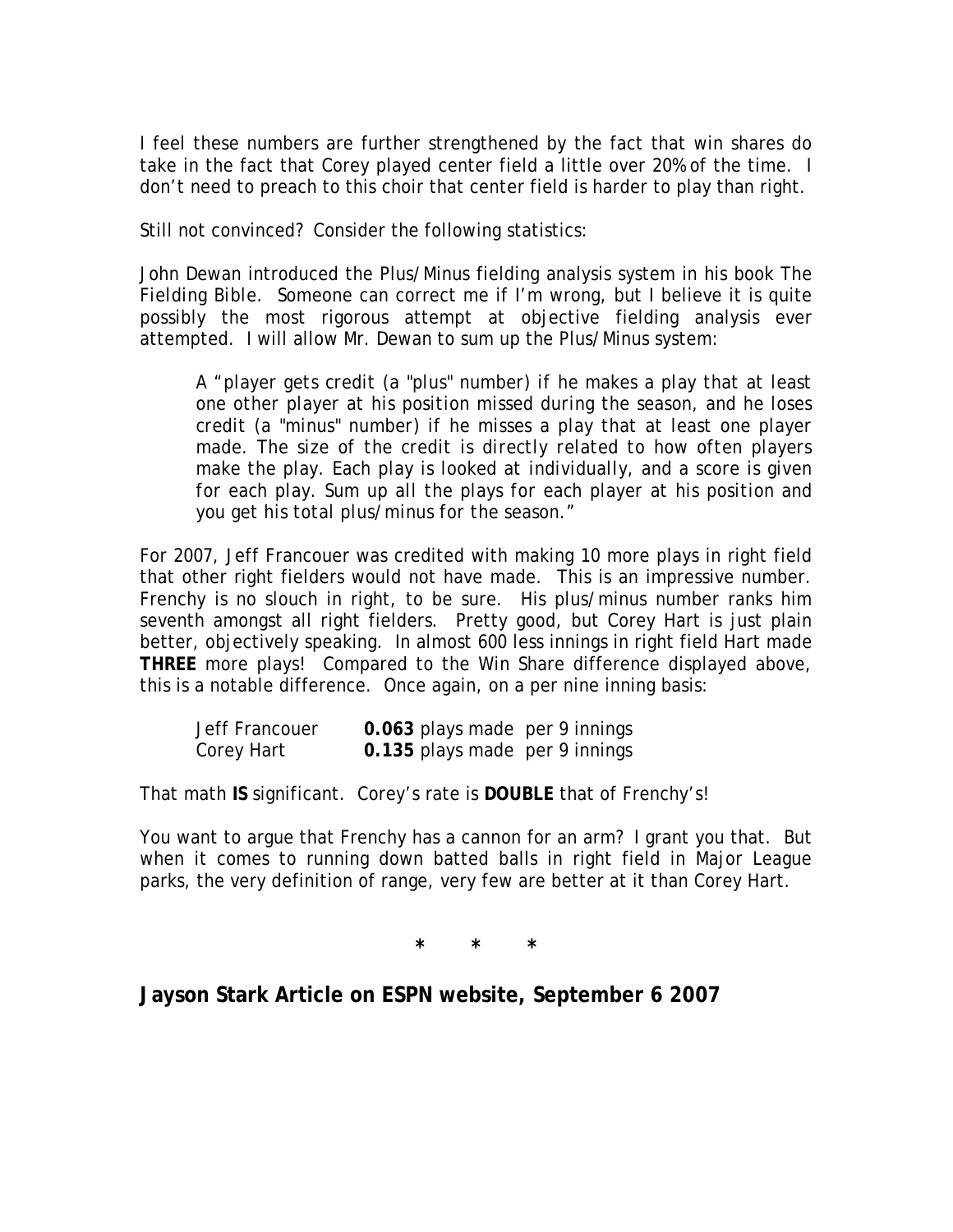I feel these numbers are further strengthened by the fact that win shares do take in the fact that Corey played center field a little over 20% of the time. I don't need to preach to this choir that center field is harder to play than right.

Still not convinced? Consider the following statistics:

John Dewan introduced the Plus/Minus fielding analysis system in his book The Fielding Bible. Someone can correct me if I'm wrong, but I believe it is quite possibly the most rigorous attempt at objective fielding analysis ever attempted. I will allow Mr. Dewan to sum up the Plus/Minus system:

> A "player gets credit (a "plus" number) if he makes a play that at least one other player at his position missed during the season, and he loses credit (a "minus" number) if he misses a play that at least one player made. The size of the credit is directly related to how often players make the play. Each play is looked at individually, and a score is given for each play. Sum up all the plays for each player at his position and you get his total plus/minus for the season."

For 2007, Jeff Francouer was credited with making 10 more plays in right field that other right fielders would not have made. This is an impressive number. Frenchy is no slouch in right, to be sure. His plus/minus number ranks him seventh amongst all right fielders. Pretty good, but Corey Hart is just plain better, objectively speaking. In almost 600 less innings in right field Hart made **THREE** more plays! Compared to the Win Share difference displayed above, this is a notable difference. Once again, on a per nine inning basis:

| | |
|---|---|
| Jeff Francouer | **0.063** plays made per 9 innings |
| Corey Hart | **0.135** plays made per 9 innings |

That math **IS** significant. Corey's rate is **DOUBLE** that of Frenchy's!

You want to argue that Frenchy has a cannon for an arm? I grant you that. But when it comes to running down batted balls in right field in Major League parks, the very definition of range, very few are better at it than Corey Hart.

\* \* \*

## Jayson Stark Article on ESPN website, September 6 2007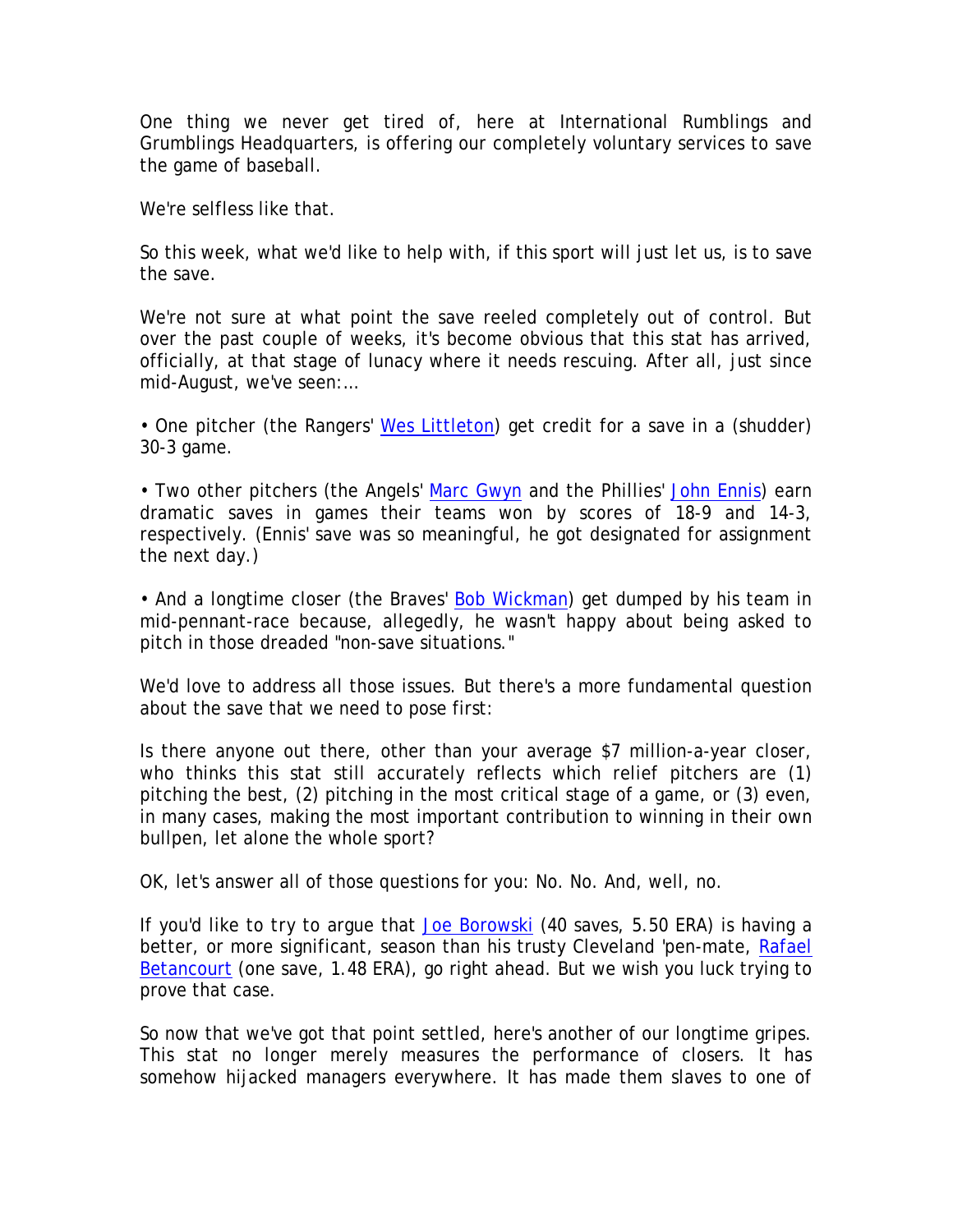One thing we never get tired of, here at International Rumblings and Grumblings Headquarters, is offering our completely voluntary services to save the game of baseball.

We're selfless like that.

So this week, what we'd like to help with, if this sport will just let us, is to save the save.

We're not sure at what point the save reeled completely out of control. But over the past couple of weeks, it's become obvious that this stat has arrived, officially, at that stage of lunacy where it needs rescuing. After all, just since mid-August, we've seen:...

• One pitcher (the Rangers' Wes Littleton) get credit for a save in a (shudder) 30-3 game.

• Two other pitchers (the Angels' Marc Gwyn and the Phillies' John Ennis) earn dramatic saves in games their teams won by scores of 18-9 and 14-3, respectively. (Ennis' save was so meaningful, he got designated for assignment the next day.)

• And a longtime closer (the Braves' Bob Wickman) get dumped by his team in mid-pennant-race because, allegedly, he wasn't happy about being asked to pitch in those dreaded "non-save situations."

We'd love to address all those issues. But there's a more fundamental question about the save that we need to pose first:

Is there anyone out there, other than your average $7 million-a-year closer, who thinks this stat still accurately reflects which relief pitchers are (1) pitching the best, (2) pitching in the most critical stage of a game, or (3) even, in many cases, making the most important contribution to winning in their own bullpen, let alone the whole sport?

OK, let's answer all of those questions for you: No. No. And, well, no.

If you'd like to try to argue that Joe Borowski (40 saves, 5.50 ERA) is having a better, or more significant, season than his trusty Cleveland 'pen-mate, Rafael Betancourt (one save, 1.48 ERA), go right ahead. But we wish you luck trying to prove that case.

So now that we've got that point settled, here's another of our longtime gripes. This stat no longer merely measures the performance of closers. It has somehow hijacked managers everywhere. It has made them slaves to one of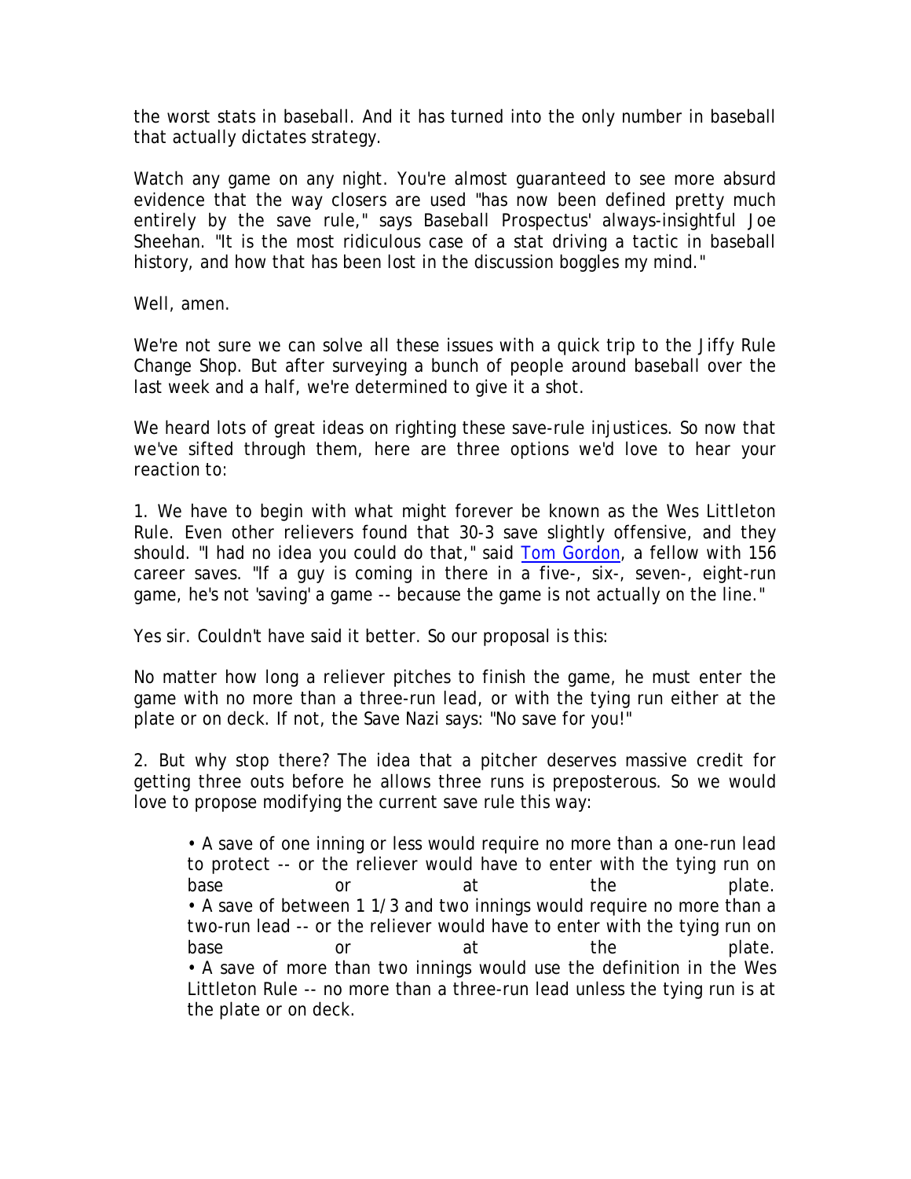the worst stats in baseball. And it has turned into the only number in baseball that actually dictates strategy.

Watch any game on any night. You're almost guaranteed to see more absurd evidence that the way closers are used "has now been defined pretty much entirely by the save rule," says Baseball Prospectus' always-insightful Joe Sheehan. "It is the most ridiculous case of a stat driving a tactic in baseball history, and how that has been lost in the discussion boggles my mind."

Well, amen.

We're not sure we can solve all these issues with a quick trip to the Jiffy Rule Change Shop. But after surveying a bunch of people around baseball over the last week and a half, we're determined to give it a shot.

We heard lots of great ideas on righting these save-rule injustices. So now that we've sifted through them, here are three options we'd love to hear your reaction to:

1. We have to begin with what might forever be known as the Wes Littleton Rule. Even other relievers found that 30-3 save slightly offensive, and they should. "I had no idea you could do that," said Tom Gordon, a fellow with 156 career saves. "If a guy is coming in there in a five-, six-, seven-, eight-run game, he's not 'saving' a game -- because the game is not actually on the line."

Yes sir. Couldn't have said it better. So our proposal is this:

No matter how long a reliever pitches to finish the game, he must enter the game with no more than a three-run lead, or with the tying run either at the plate or on deck. If not, the Save Nazi says: "No save for you!"

2. But why stop there? The idea that a pitcher deserves massive credit for getting three outs before he allows three runs is preposterous. So we would love to propose modifying the current save rule this way:

> • A save of one inning or less would require no more than a one-run lead to protect -- or the reliever would have to enter with the tying run on base or at the plate.
> • A save of between 1 1/3 and two innings would require no more than a two-run lead -- or the reliever would have to enter with the tying run on base or at the plate.
> • A save of more than two innings would use the definition in the Wes Littleton Rule -- no more than a three-run lead unless the tying run is at the plate or on deck.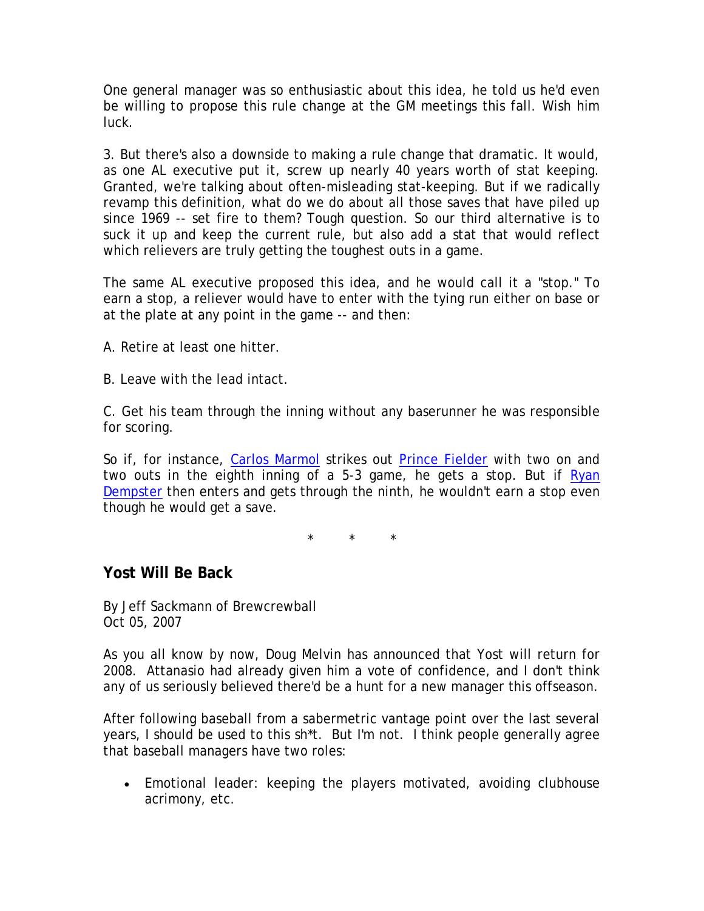One general manager was so enthusiastic about this idea, he told us he'd even be willing to propose this rule change at the GM meetings this fall. Wish him luck.

3. But there's also a downside to making a rule change that dramatic. It would, as one AL executive put it, screw up nearly 40 years worth of stat keeping. Granted, we're talking about often-misleading stat-keeping. But if we radically revamp this definition, what do we do about all those saves that have piled up since 1969 -- set fire to them? Tough question. So our third alternative is to suck it up and keep the current rule, but also add a stat that would reflect which relievers are truly getting the toughest outs in a game.

The same AL executive proposed this idea, and he would call it a "stop." To earn a stop, a reliever would have to enter with the tying run either on base or at the plate at any point in the game -- and then:

A. Retire at least one hitter.

B. Leave with the lead intact.

C. Get his team through the inning without any baserunner he was responsible for scoring.

So if, for instance, Carlos Marmol strikes out Prince Fielder with two on and two outs in the eighth inning of a 5-3 game, he gets a stop. But if Ryan Dempster then enters and gets through the ninth, he wouldn't earn a stop even though he would get a save.

\* \* \*

## Yost Will Be Back

By Jeff Sackmann of Brewcrewball
Oct 05, 2007

As you all know by now, Doug Melvin has announced that Yost will return for 2008. Attanasio had already given him a vote of confidence, and I don't think any of us seriously believed there'd be a hunt for a new manager this offseason.

After following baseball from a sabermetric vantage point over the last several years, I should be used to this sh*t. But I'm not. I think people generally agree that baseball managers have two roles:

- Emotional leader: keeping the players motivated, avoiding clubhouse acrimony, etc.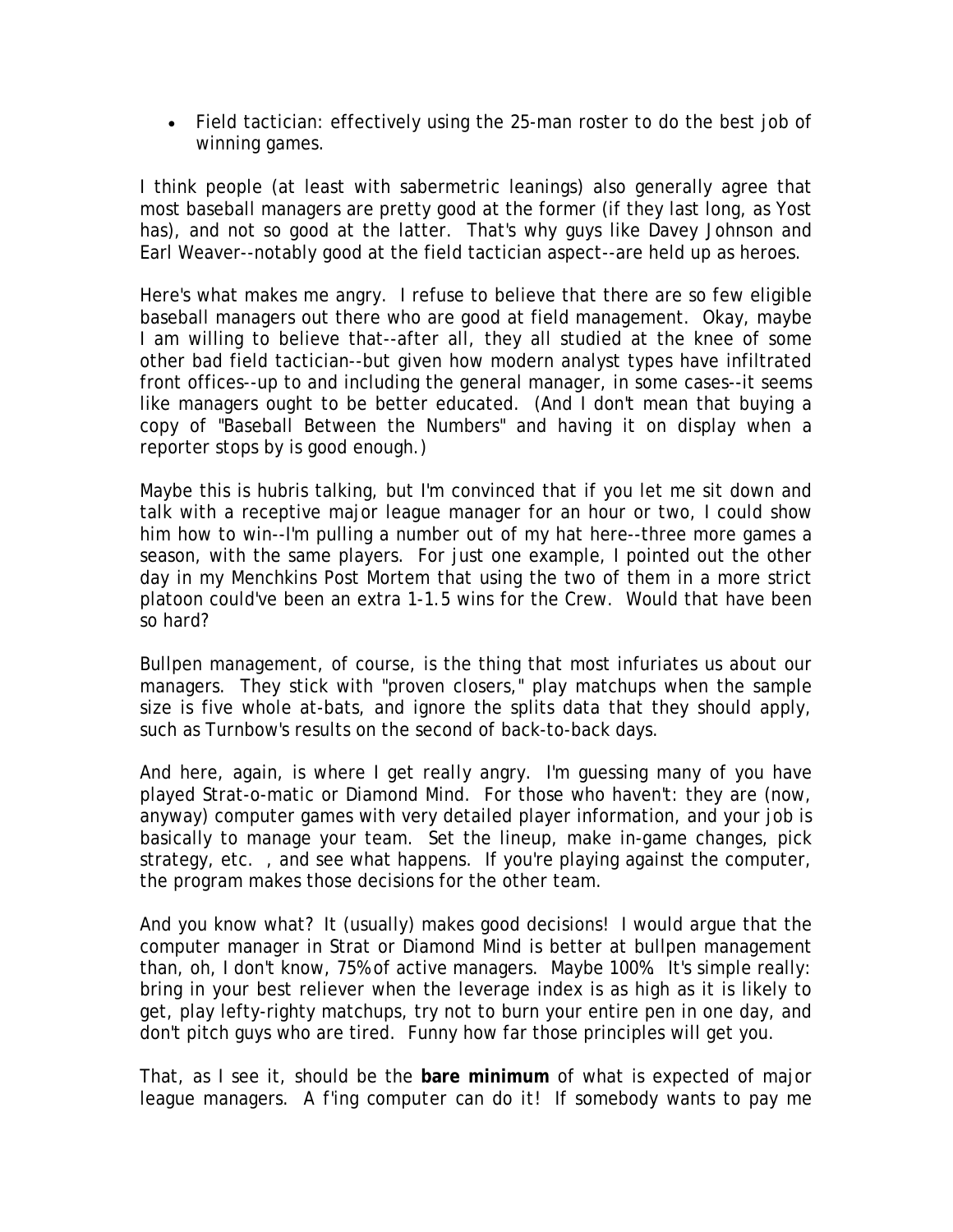- Field tactician: effectively using the 25-man roster to do the best job of winning games.

I think people (at least with sabermetric leanings) also generally agree that most baseball managers are pretty good at the former (if they last long, as Yost has), and not so good at the latter. That's why guys like Davey Johnson and Earl Weaver--notably good at the field tactician aspect--are held up as heroes.

Here's what makes me angry. I refuse to believe that there are so few eligible baseball managers out there who are good at field management. Okay, maybe I am willing to believe that--after all, they all studied at the knee of some other bad field tactician--but given how modern analyst types have infiltrated front offices--up to and including the general manager, in some cases--it seems like managers ought to be better educated. (And I don't mean that buying a copy of "Baseball Between the Numbers" and having it on display when a reporter stops by is good enough.)

Maybe this is hubris talking, but I'm convinced that if you let me sit down and talk with a receptive major league manager for an hour or two, I could show him how to win--I'm pulling a number out of my hat here--three more games a season, with the same players. For just one example, I pointed out the other day in my Menchkins Post Mortem that using the two of them in a more strict platoon could've been an extra 1-1.5 wins for the Crew. Would that have been so hard?

Bullpen management, of course, is the thing that most infuriates us about our managers. They stick with "proven closers," play matchups when the sample size is five whole at-bats, and ignore the splits data that they should apply, such as Turnbow's results on the second of back-to-back days.

And here, again, is where I get really angry. I'm guessing many of you have played Strat-o-matic or Diamond Mind. For those who haven't: they are (now, anyway) computer games with very detailed player information, and your job is basically to manage your team. Set the lineup, make in-game changes, pick strategy, etc. , and see what happens. If you're playing against the computer, the program makes those decisions for the other team.

And you know what? It (usually) makes good decisions! I would argue that the computer manager in Strat or Diamond Mind is better at bullpen management than, oh, I don't know, 75% of active managers. Maybe 100%. It's simple really: bring in your best reliever when the leverage index is as high as it is likely to get, play lefty-righty matchups, try not to burn your entire pen in one day, and don't pitch guys who are tired. Funny how far those principles will get you.

That, as I see it, should be the **bare minimum** of what is expected of major league managers. A f'ing computer can do it! If somebody wants to pay me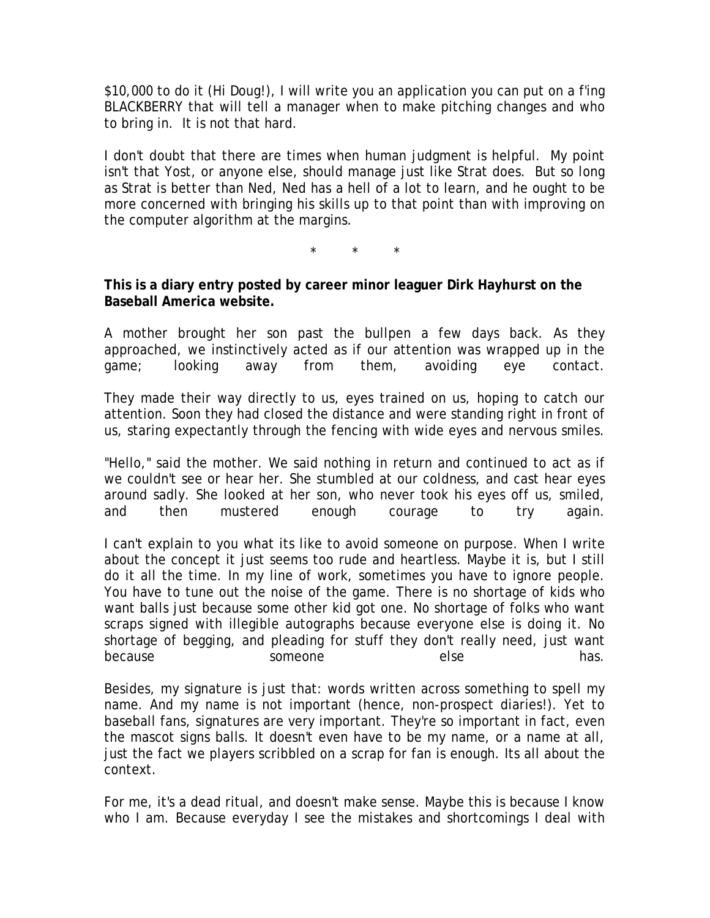$10,000 to do it (Hi Doug!), I will write you an application you can put on a f'ing BLACKBERRY that will tell a manager when to make pitching changes and who to bring in. It is not that hard.

I don't doubt that there are times when human judgment is helpful. My point isn't that Yost, or anyone else, should manage just like Strat does. But so long as Strat is better than Ned, Ned has a hell of a lot to learn, and he ought to be more concerned with bringing his skills up to that point than with improving on the computer algorithm at the margins.

\* \* \*

**This is a diary entry posted by career minor leaguer Dirk Hayhurst on the Baseball America website.**

A mother brought her son past the bullpen a few days back. As they approached, we instinctively acted as if our attention was wrapped up in the game; looking away from them, avoiding eye contact.

They made their way directly to us, eyes trained on us, hoping to catch our attention. Soon they had closed the distance and were standing right in front of us, staring expectantly through the fencing with wide eyes and nervous smiles.

"Hello," said the mother. We said nothing in return and continued to act as if we couldn't see or hear her. She stumbled at our coldness, and cast hear eyes around sadly. She looked at her son, who never took his eyes off us, smiled, and then mustered enough courage to try again.

I can't explain to you what its like to avoid someone on purpose. When I write about the concept it just seems too rude and heartless. Maybe it is, but I still do it all the time. In my line of work, sometimes you have to ignore people. You have to tune out the noise of the game. There is no shortage of kids who want balls just because some other kid got one. No shortage of folks who want scraps signed with illegible autographs because everyone else is doing it. No shortage of begging, and pleading for stuff they don't really need, just want because someone else has.

Besides, my signature is just that: words written across something to spell my name. And my name is not important (hence, non-prospect diaries!). Yet to baseball fans, signatures are very important. They're so important in fact, even the mascot signs balls. It doesn't even have to be my name, or a name at all, just the fact we players scribbled on a scrap for fan is enough. Its all about the context.

For me, it's a dead ritual, and doesn't make sense. Maybe this is because I know who I am. Because everyday I see the mistakes and shortcomings I deal with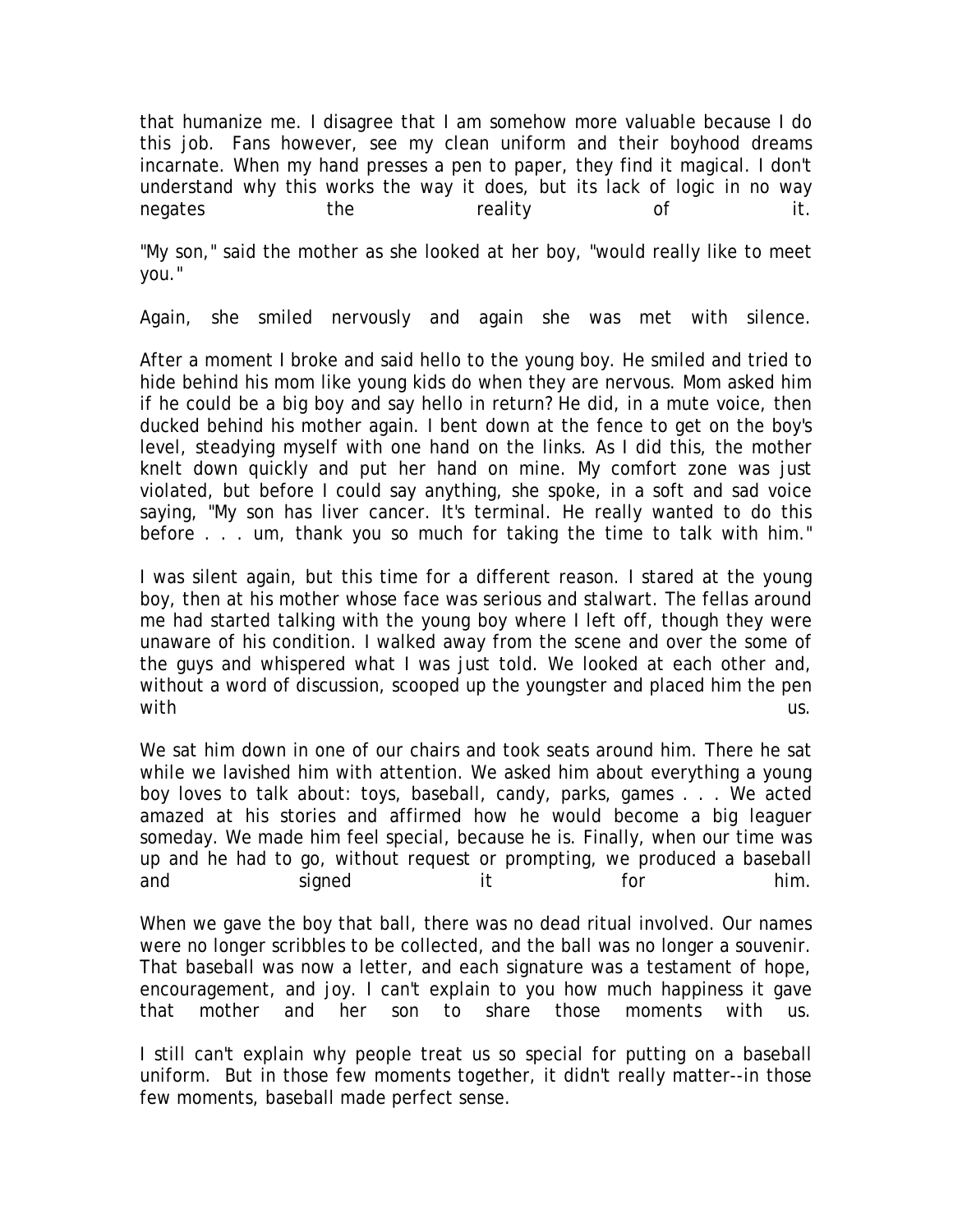that humanize me. I disagree that I am somehow more valuable because I do this job. Fans however, see my clean uniform and their boyhood dreams incarnate. When my hand presses a pen to paper, they find it magical. I don't understand why this works the way it does, but its lack of logic in no way negates the reality of it.

"My son," said the mother as she looked at her boy, "would really like to meet you."

Again, she smiled nervously and again she was met with silence.

After a moment I broke and said hello to the young boy. He smiled and tried to hide behind his mom like young kids do when they are nervous. Mom asked him if he could be a big boy and say hello in return? He did, in a mute voice, then ducked behind his mother again. I bent down at the fence to get on the boy's level, steadying myself with one hand on the links. As I did this, the mother knelt down quickly and put her hand on mine. My comfort zone was just violated, but before I could say anything, she spoke, in a soft and sad voice saying, "My son has liver cancer. It's terminal. He really wanted to do this before . . . um, thank you so much for taking the time to talk with him."

I was silent again, but this time for a different reason. I stared at the young boy, then at his mother whose face was serious and stalwart. The fellas around me had started talking with the young boy where I left off, though they were unaware of his condition. I walked away from the scene and over the some of the guys and whispered what I was just told. We looked at each other and, without a word of discussion, scooped up the youngster and placed him the pen with us.

We sat him down in one of our chairs and took seats around him. There he sat while we lavished him with attention. We asked him about everything a young boy loves to talk about: toys, baseball, candy, parks, games . . . We acted amazed at his stories and affirmed how he would become a big leaguer someday. We made him feel special, because he is. Finally, when our time was up and he had to go, without request or prompting, we produced a baseball and signed it for him.

When we gave the boy that ball, there was no dead ritual involved. Our names were no longer scribbles to be collected, and the ball was no longer a souvenir. That baseball was now a letter, and each signature was a testament of hope, encouragement, and joy. I can't explain to you how much happiness it gave that mother and her son to share those moments with us.

I still can't explain why people treat us so special for putting on a baseball uniform. But in those few moments together, it didn't really matter--in those few moments, baseball made perfect sense.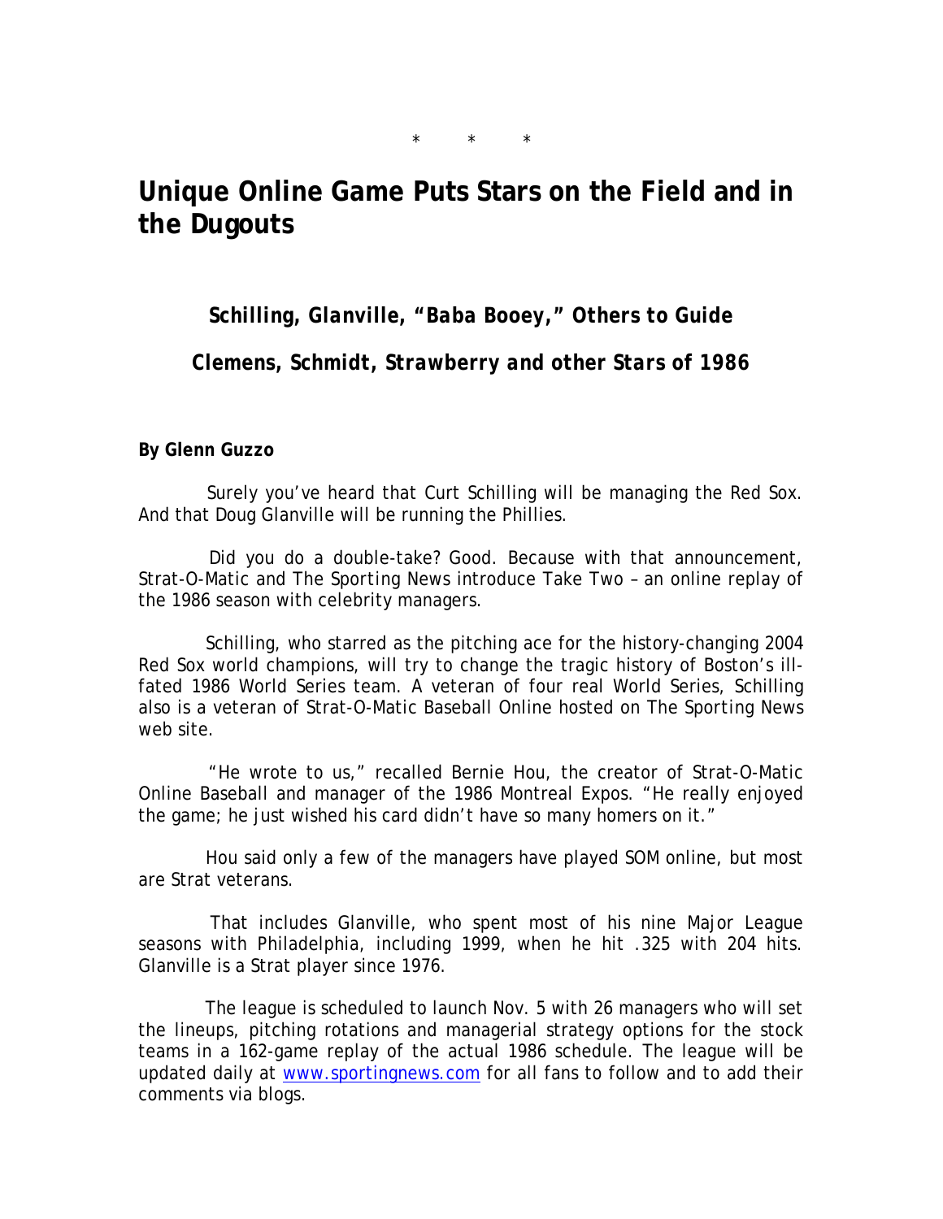\*        \*        \*

# Unique Online Game Puts Stars on the Field and in the Dugouts

### *Schilling, Glanville, "Baba Booey," Others to Guide*

### *Clemens, Schmidt, Strawberry and other Stars of 1986*

**By Glenn Guzzo**

Surely you've heard that Curt Schilling will be managing the Red Sox. And that Doug Glanville will be running the Phillies.

Did you do a double-take? Good. Because with that announcement, Strat-O-Matic and The Sporting News introduce Take Two – an online replay of the 1986 season with celebrity managers.

Schilling, who starred as the pitching ace for the history-changing 2004 Red Sox world champions, will try to change the tragic history of Boston's ill-fated 1986 World Series team. A veteran of four real World Series, Schilling also is a veteran of Strat-O-Matic Baseball Online hosted on The Sporting News web site.

"He wrote to us," recalled Bernie Hou, the creator of Strat-O-Matic Online Baseball and manager of the 1986 Montreal Expos. "He really enjoyed the game; he just wished his card didn't have so many homers on it."

Hou said only a few of the managers have played SOM online, but most are Strat veterans.

That includes Glanville, who spent most of his nine Major League seasons with Philadelphia, including 1999, when he hit .325 with 204 hits. Glanville is a Strat player since 1976.

The league is scheduled to launch Nov. 5 with 26 managers who will set the lineups, pitching rotations and managerial strategy options for the stock teams in a 162-game replay of the actual 1986 schedule. The league will be updated daily at [www.sportingnews.com](http://www.sportingnews.com) for all fans to follow and to add their comments via blogs.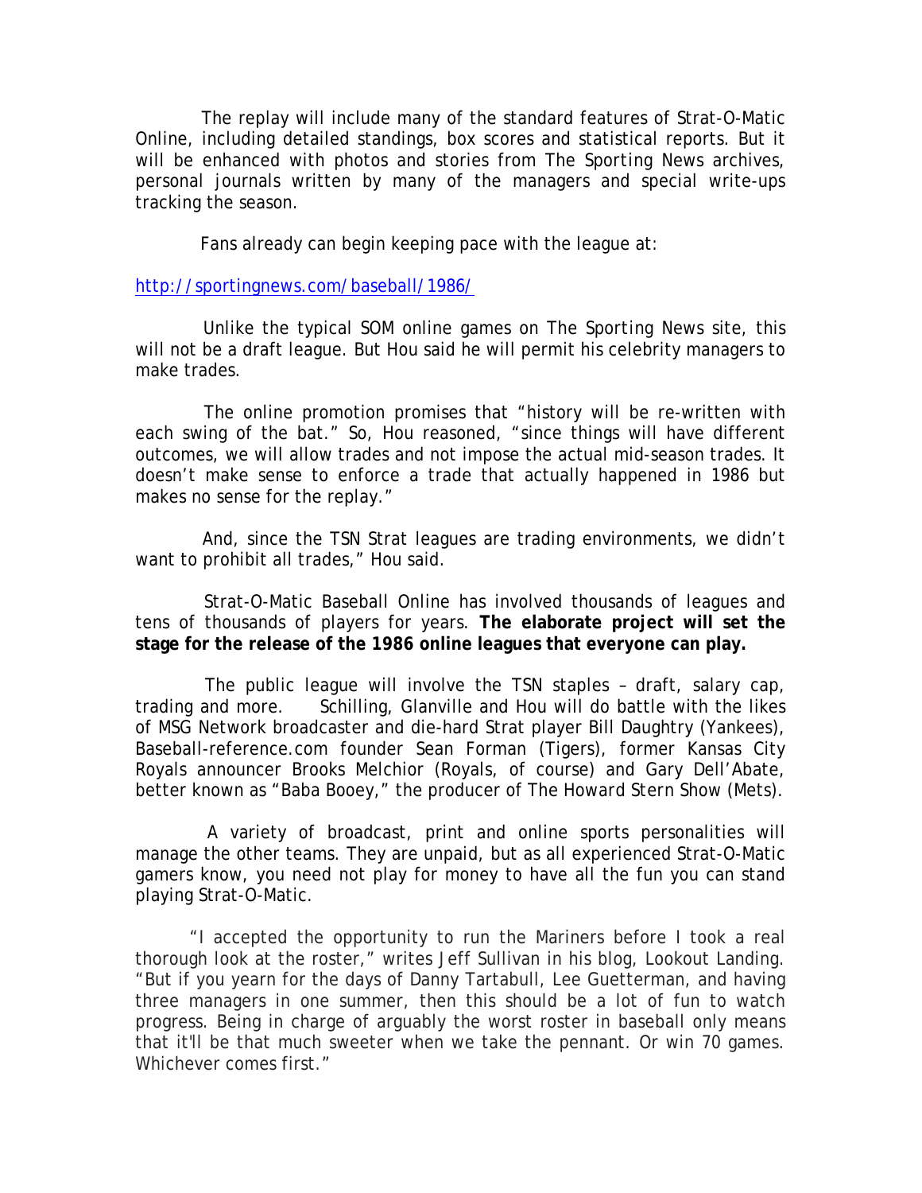The replay will include many of the standard features of Strat-O-Matic Online, including detailed standings, box scores and statistical reports. But it will be enhanced with photos and stories from *The Sporting News* archives, personal journals written by many of the managers and special write-ups tracking the season.

Fans already can begin keeping pace with the league at:

http://sportingnews.com/baseball/1986/

Unlike the typical SOM online games on *The Sporting News* site, this will not be a draft league. But Hou said he will permit his celebrity managers to make trades.

The online promotion promises that "history will be re-written with each swing of the bat." So, Hou reasoned, "since things will have different outcomes, we will allow trades and not impose the actual mid-season trades. It doesn't make sense to enforce a trade that actually happened in 1986 but makes no sense for the replay."

And, since the TSN Strat leagues are trading environments, we didn't want to prohibit all trades," Hou said.

Strat-O-Matic Baseball Online has involved thousands of leagues and tens of thousands of players for years. **The elaborate project will set the stage for the release of the 1986 online leagues that everyone can play.**

The public league will involve the TSN staples – draft, salary cap, trading and more. Schilling, Glanville and Hou will do battle with the likes of MSG Network broadcaster and die-hard Strat player Bill Daughtry (Yankees), Baseball-reference.com founder Sean Forman (Tigers), former Kansas City Royals announcer Brooks Melchior (Royals, of course) and Gary Dell'Abate, better known as "Baba Booey," the producer of The Howard Stern Show (Mets).

A variety of broadcast, print and online sports personalities will manage the other teams. They are unpaid, but as all experienced Strat-O-Matic gamers know, you need not play for money to have all the fun you can stand playing Strat-O-Matic.

"I accepted the opportunity to run the Mariners before I took a real thorough look at the roster," writes Jeff Sullivan in his blog, Lookout Landing. "But if you yearn for the days of Danny Tartabull, Lee Guetterman, and having three managers in one summer, then this should be a lot of fun to watch progress. Being in charge of arguably the worst roster in baseball only means that it'll be that much sweeter when we take the pennant. Or win 70 games. Whichever comes first."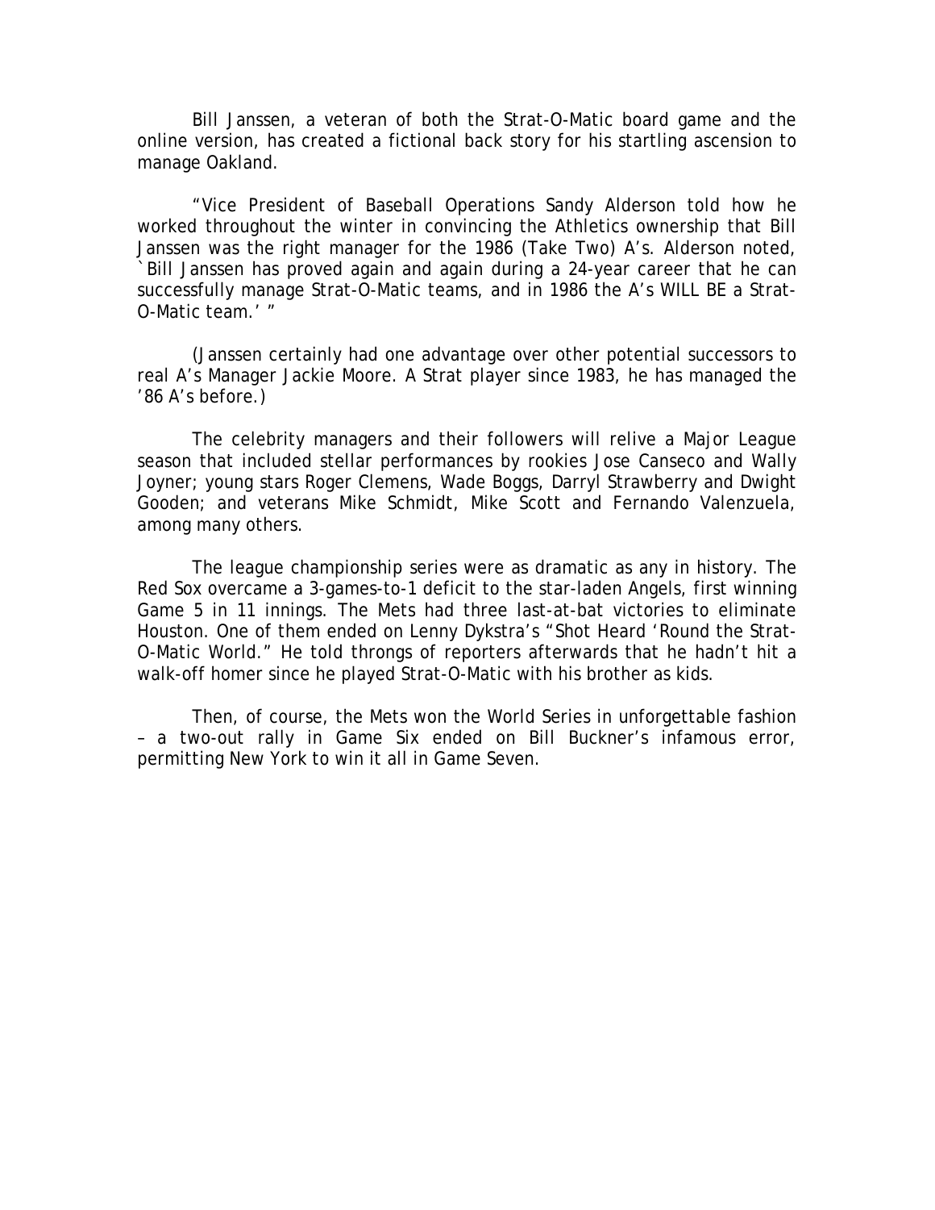Bill Janssen, a veteran of both the Strat-O-Matic board game and the online version, has created a fictional back story for his startling ascension to manage Oakland.

"Vice President of Baseball Operations Sandy Alderson told how he worked throughout the winter in convincing the Athletics ownership that Bill Janssen was the right manager for the 1986 (Take Two) A's. Alderson noted, `Bill Janssen has proved again and again during a 24-year career that he can successfully manage Strat-O-Matic teams, and in 1986 the A's WILL BE a Strat-O-Matic team.' "

(Janssen certainly had one advantage over other potential successors to real A's Manager Jackie Moore. A Strat player since 1983, he has managed the '86 A's before.)

The celebrity managers and their followers will relive a Major League season that included stellar performances by rookies Jose Canseco and Wally Joyner; young stars Roger Clemens, Wade Boggs, Darryl Strawberry and Dwight Gooden; and veterans Mike Schmidt, Mike Scott and Fernando Valenzuela, among many others.

The league championship series were as dramatic as any in history. The Red Sox overcame a 3-games-to-1 deficit to the star-laden Angels, first winning Game 5 in 11 innings. The Mets had three last-at-bat victories to eliminate Houston. One of them ended on Lenny Dykstra's "Shot Heard 'Round the Strat-O-Matic World." He told throngs of reporters afterwards that he hadn't hit a walk-off homer since he played Strat-O-Matic with his brother as kids.

Then, of course, the Mets won the World Series in unforgettable fashion – a two-out rally in Game Six ended on Bill Buckner's infamous error, permitting New York to win it all in Game Seven.